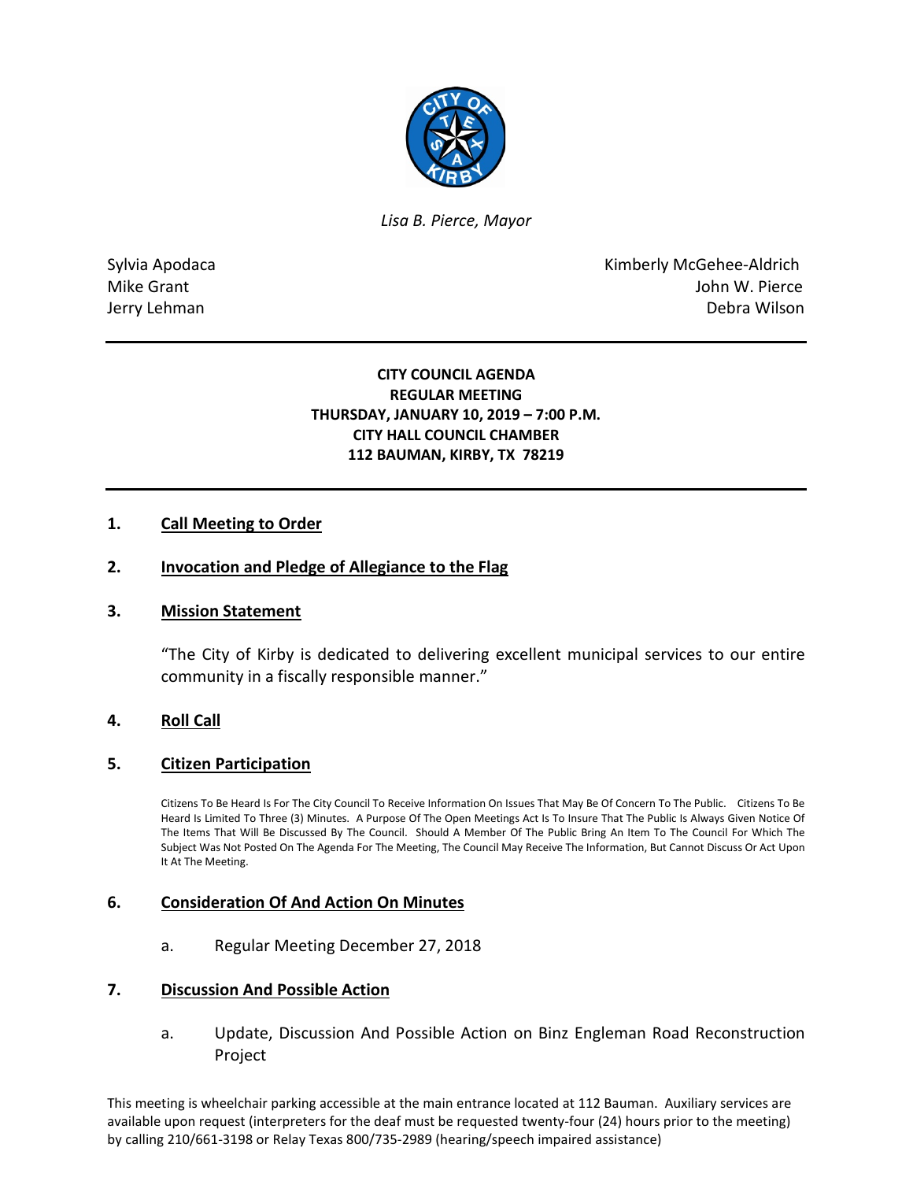*Lisa B. Pierce, Mayor*

Sylvia Apodaca
Mike Grant
Jerry Lehman

Kimberly McGehee-Aldrich
John W. Pierce
Debra Wilson

---

**CITY COUNCIL AGENDA**
**REGULAR MEETING**
**THURSDAY, JANUARY 10, 2019 – 7:00 P.M.**
**CITY HALL COUNCIL CHAMBER**
**112 BAUMAN, KIRBY, TX 78219**

---

**1. Call Meeting to Order**

**2. Invocation and Pledge of Allegiance to the Flag**

**3. Mission Statement**

"The City of Kirby is dedicated to delivering excellent municipal services to our entire community in a fiscally responsible manner."

**4. Roll Call**

**5. Citizen Participation**

Citizens To Be Heard Is For The City Council To Receive Information On Issues That May Be Of Concern To The Public. Citizens To Be Heard Is Limited To Three (3) Minutes. A Purpose Of The Open Meetings Act Is To Insure That The Public Is Always Given Notice Of The Items That Will Be Discussed By The Council. Should A Member Of The Public Bring An Item To The Council For Which The Subject Was Not Posted On The Agenda For The Meeting, The Council May Receive The Information, But Cannot Discuss Or Act Upon It At The Meeting.

**6. Consideration Of And Action On Minutes**

a. Regular Meeting December 27, 2018

**7. Discussion And Possible Action**

a. Update, Discussion And Possible Action on Binz Engleman Road Reconstruction Project

This meeting is wheelchair parking accessible at the main entrance located at 112 Bauman. Auxiliary services are available upon request (interpreters for the deaf must be requested twenty-four (24) hours prior to the meeting) by calling 210/661-3198 or Relay Texas 800/735-2989 (hearing/speech impaired assistance)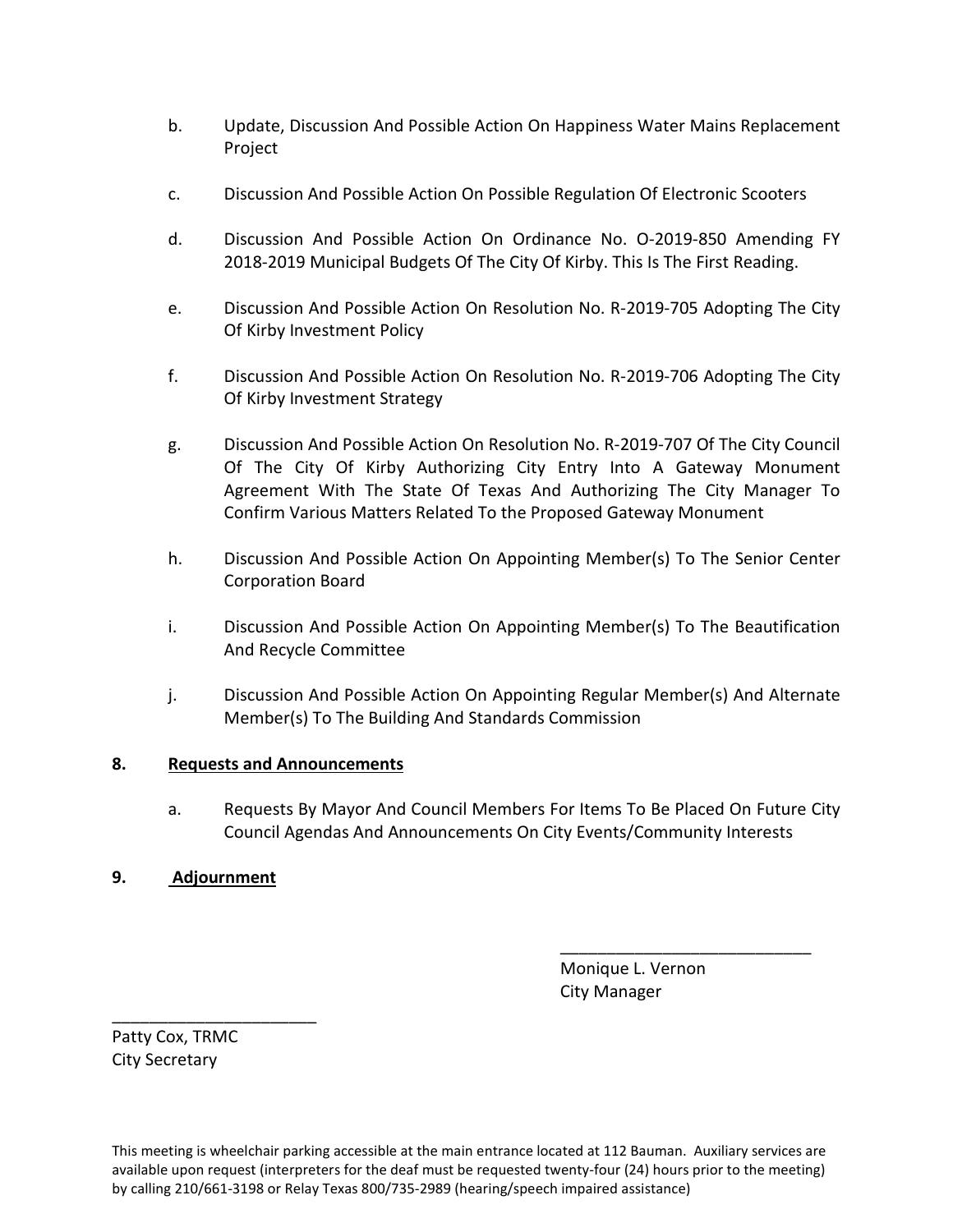b. Update, Discussion And Possible Action On Happiness Water Mains Replacement Project

c. Discussion And Possible Action On Possible Regulation Of Electronic Scooters

d. Discussion And Possible Action On Ordinance No. O-2019-850 Amending FY 2018-2019 Municipal Budgets Of The City Of Kirby. This Is The First Reading.

e. Discussion And Possible Action On Resolution No. R-2019-705 Adopting The City Of Kirby Investment Policy

f. Discussion And Possible Action On Resolution No. R-2019-706 Adopting The City Of Kirby Investment Strategy

g. Discussion And Possible Action On Resolution No. R-2019-707 Of The City Council Of The City Of Kirby Authorizing City Entry Into A Gateway Monument Agreement With The State Of Texas And Authorizing The City Manager To Confirm Various Matters Related To the Proposed Gateway Monument

h. Discussion And Possible Action On Appointing Member(s) To The Senior Center Corporation Board

i. Discussion And Possible Action On Appointing Member(s) To The Beautification And Recycle Committee

j. Discussion And Possible Action On Appointing Regular Member(s) And Alternate Member(s) To The Building And Standards Commission

**8. Requests and Announcements**

a. Requests By Mayor And Council Members For Items To Be Placed On Future City Council Agendas And Announcements On City Events/Community Interests

**9. Adjournment**

___________________________
Monique L. Vernon
City Manager

______________________
Patty Cox, TRMC
City Secretary

This meeting is wheelchair parking accessible at the main entrance located at 112 Bauman. Auxiliary services are available upon request (interpreters for the deaf must be requested twenty-four (24) hours prior to the meeting) by calling 210/661-3198 or Relay Texas 800/735-2989 (hearing/speech impaired assistance)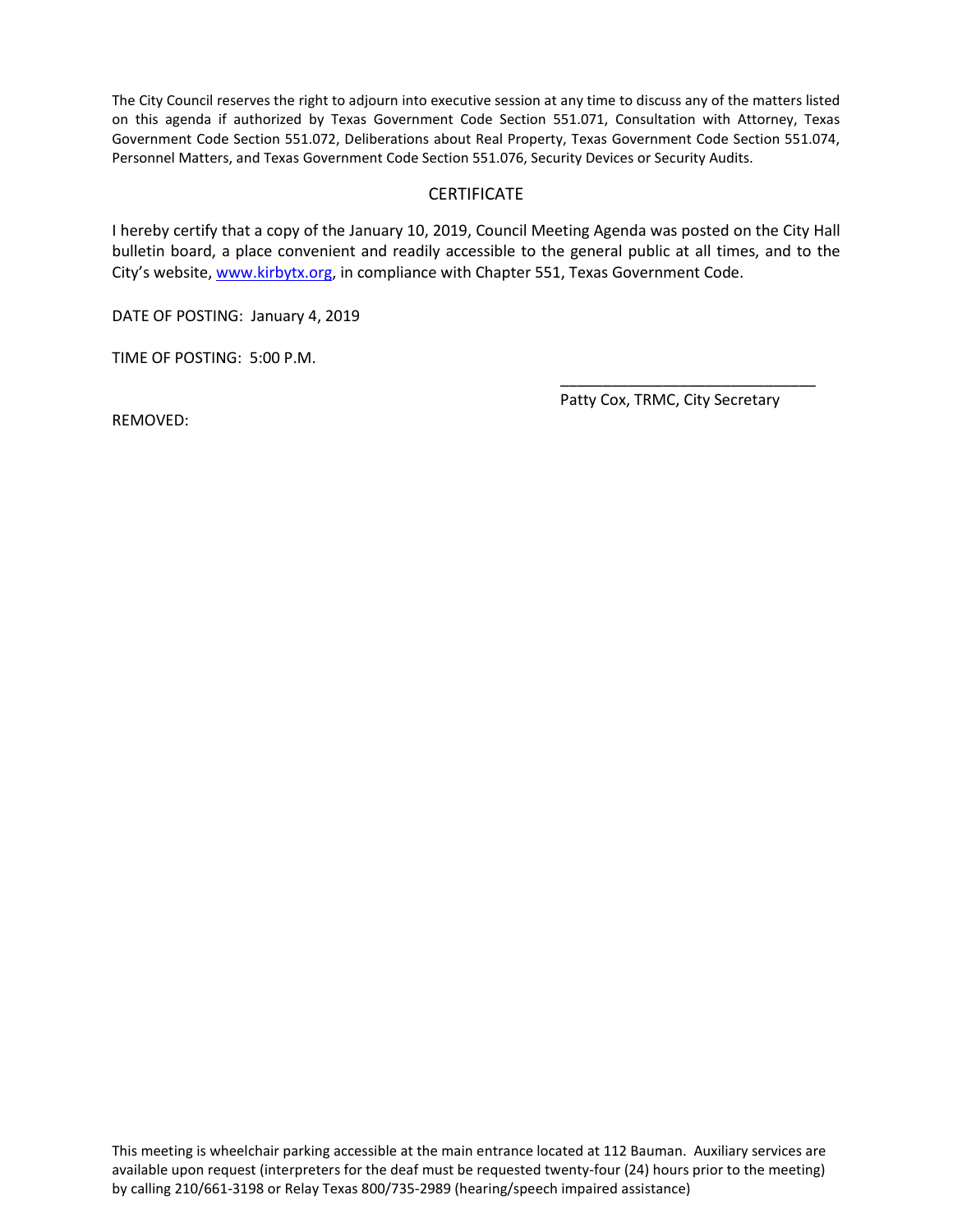The City Council reserves the right to adjourn into executive session at any time to discuss any of the matters listed on this agenda if authorized by Texas Government Code Section 551.071, Consultation with Attorney, Texas Government Code Section 551.072, Deliberations about Real Property, Texas Government Code Section 551.074, Personnel Matters, and Texas Government Code Section 551.076, Security Devices or Security Audits.

## CERTIFICATE

I hereby certify that a copy of the January 10, 2019, Council Meeting Agenda was posted on the City Hall bulletin board, a place convenient and readily accessible to the general public at all times, and to the City's website, [www.kirbytx.org](http://www.kirbytx.org), in compliance with Chapter 551, Texas Government Code.

DATE OF POSTING: January 4, 2019

TIME OF POSTING: 5:00 P.M.

_______________________________

Patty Cox, TRMC, City Secretary

REMOVED:

This meeting is wheelchair parking accessible at the main entrance located at 112 Bauman. Auxiliary services are available upon request (interpreters for the deaf must be requested twenty-four (24) hours prior to the meeting) by calling 210/661-3198 or Relay Texas 800/735-2989 (hearing/speech impaired assistance)